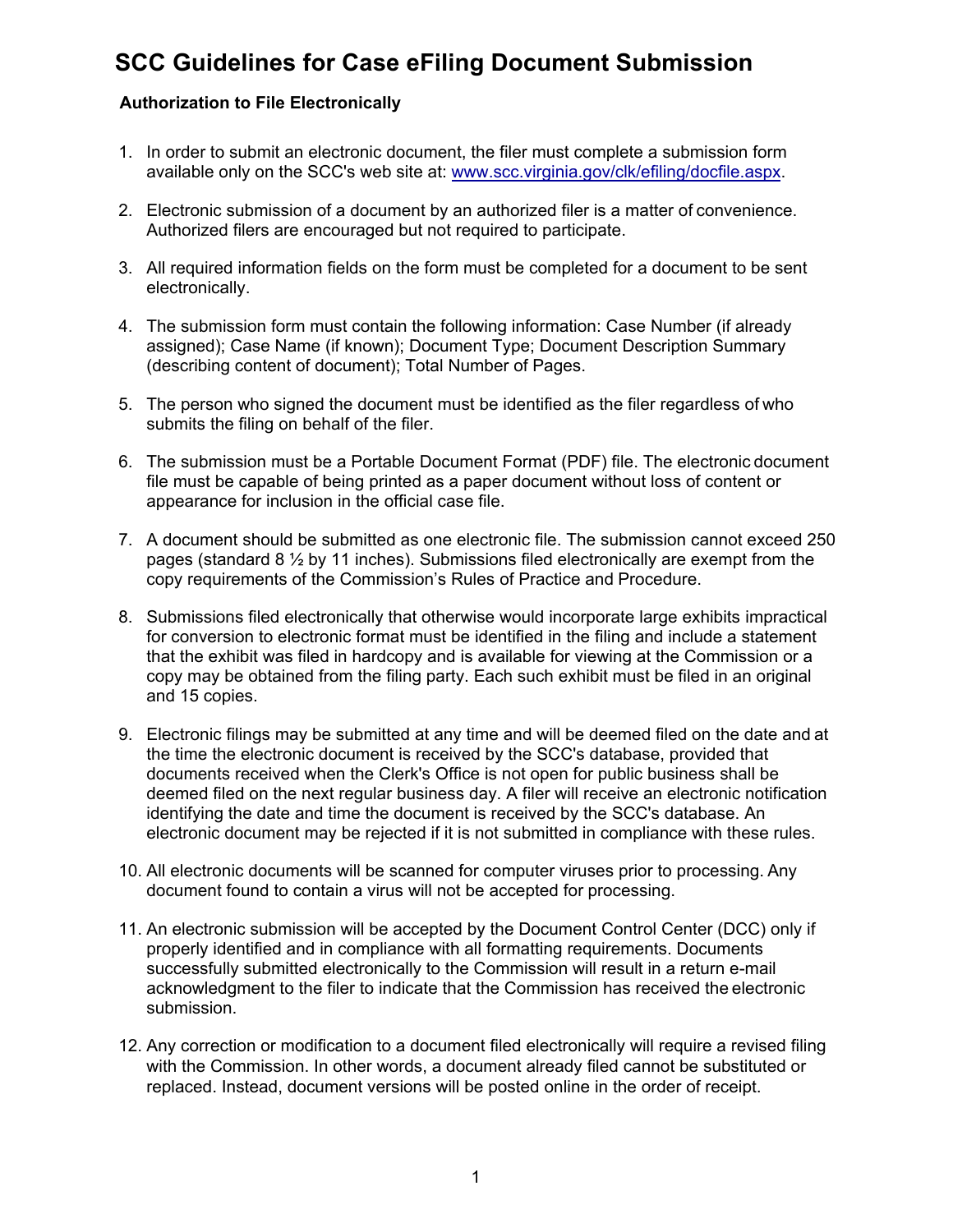# SCC Guidelines for Case eFiling Document Submission

## Authorization to File Electronically

1. In order to submit an electronic document, the filer must complete a submission form available only on the SCC's web site at: [www.scc.virginia.gov/clk/efiling/docfile.aspx](www.scc.virginia.gov/clk/efiling/docfile.aspx).

2. Electronic submission of a document by an authorized filer is a matter of convenience. Authorized filers are encouraged but not required to participate.

3. All required information fields on the form must be completed for a document to be sent electronically.

4. The submission form must contain the following information: Case Number (if already assigned); Case Name (if known); Document Type; Document Description Summary (describing content of document); Total Number of Pages.

5. The person who signed the document must be identified as the filer regardless of who submits the filing on behalf of the filer.

6. The submission must be a Portable Document Format (PDF) file. The electronic document file must be capable of being printed as a paper document without loss of content or appearance for inclusion in the official case file.

7. A document should be submitted as one electronic file. The submission cannot exceed 250 pages (standard 8 ½ by 11 inches). Submissions filed electronically are exempt from the copy requirements of the Commission's Rules of Practice and Procedure.

8. Submissions filed electronically that otherwise would incorporate large exhibits impractical for conversion to electronic format must be identified in the filing and include a statement that the exhibit was filed in hardcopy and is available for viewing at the Commission or a copy may be obtained from the filing party. Each such exhibit must be filed in an original and 15 copies.

9. Electronic filings may be submitted at any time and will be deemed filed on the date and at the time the electronic document is received by the SCC's database, provided that documents received when the Clerk's Office is not open for public business shall be deemed filed on the next regular business day. A filer will receive an electronic notification identifying the date and time the document is received by the SCC's database. An electronic document may be rejected if it is not submitted in compliance with these rules.

10. All electronic documents will be scanned for computer viruses prior to processing. Any document found to contain a virus will not be accepted for processing.

11. An electronic submission will be accepted by the Document Control Center (DCC) only if properly identified and in compliance with all formatting requirements. Documents successfully submitted electronically to the Commission will result in a return e-mail acknowledgment to the filer to indicate that the Commission has received the electronic submission.

12. Any correction or modification to a document filed electronically will require a revised filing with the Commission. In other words, a document already filed cannot be substituted or replaced. Instead, document versions will be posted online in the order of receipt.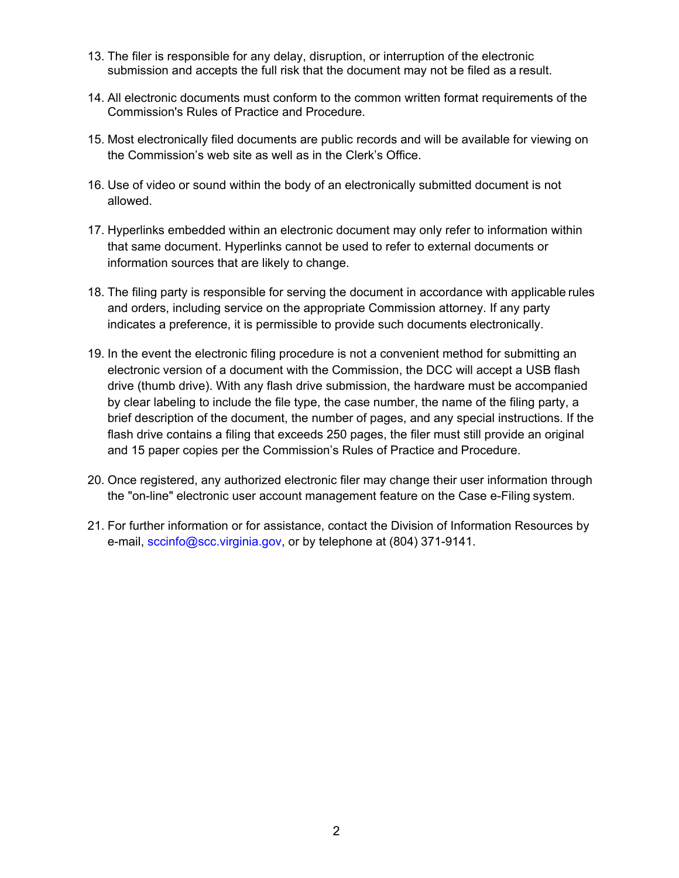13. The filer is responsible for any delay, disruption, or interruption of the electronic submission and accepts the full risk that the document may not be filed as a result.

14. All electronic documents must conform to the common written format requirements of the Commission's Rules of Practice and Procedure.

15. Most electronically filed documents are public records and will be available for viewing on the Commission's web site as well as in the Clerk's Office.

16. Use of video or sound within the body of an electronically submitted document is not allowed.

17. Hyperlinks embedded within an electronic document may only refer to information within that same document. Hyperlinks cannot be used to refer to external documents or information sources that are likely to change.

18. The filing party is responsible for serving the document in accordance with applicable rules and orders, including service on the appropriate Commission attorney. If any party indicates a preference, it is permissible to provide such documents electronically.

19. In the event the electronic filing procedure is not a convenient method for submitting an electronic version of a document with the Commission, the DCC will accept a USB flash drive (thumb drive). With any flash drive submission, the hardware must be accompanied by clear labeling to include the file type, the case number, the name of the filing party, a brief description of the document, the number of pages, and any special instructions. If the flash drive contains a filing that exceeds 250 pages, the filer must still provide an original and 15 paper copies per the Commission's Rules of Practice and Procedure.

20. Once registered, any authorized electronic filer may change their user information through the "on-line" electronic user account management feature on the Case e-Filing system.

21. For further information or for assistance, contact the Division of Information Resources by e-mail, sccinfo@scc.virginia.gov, or by telephone at (804) 371-9141.